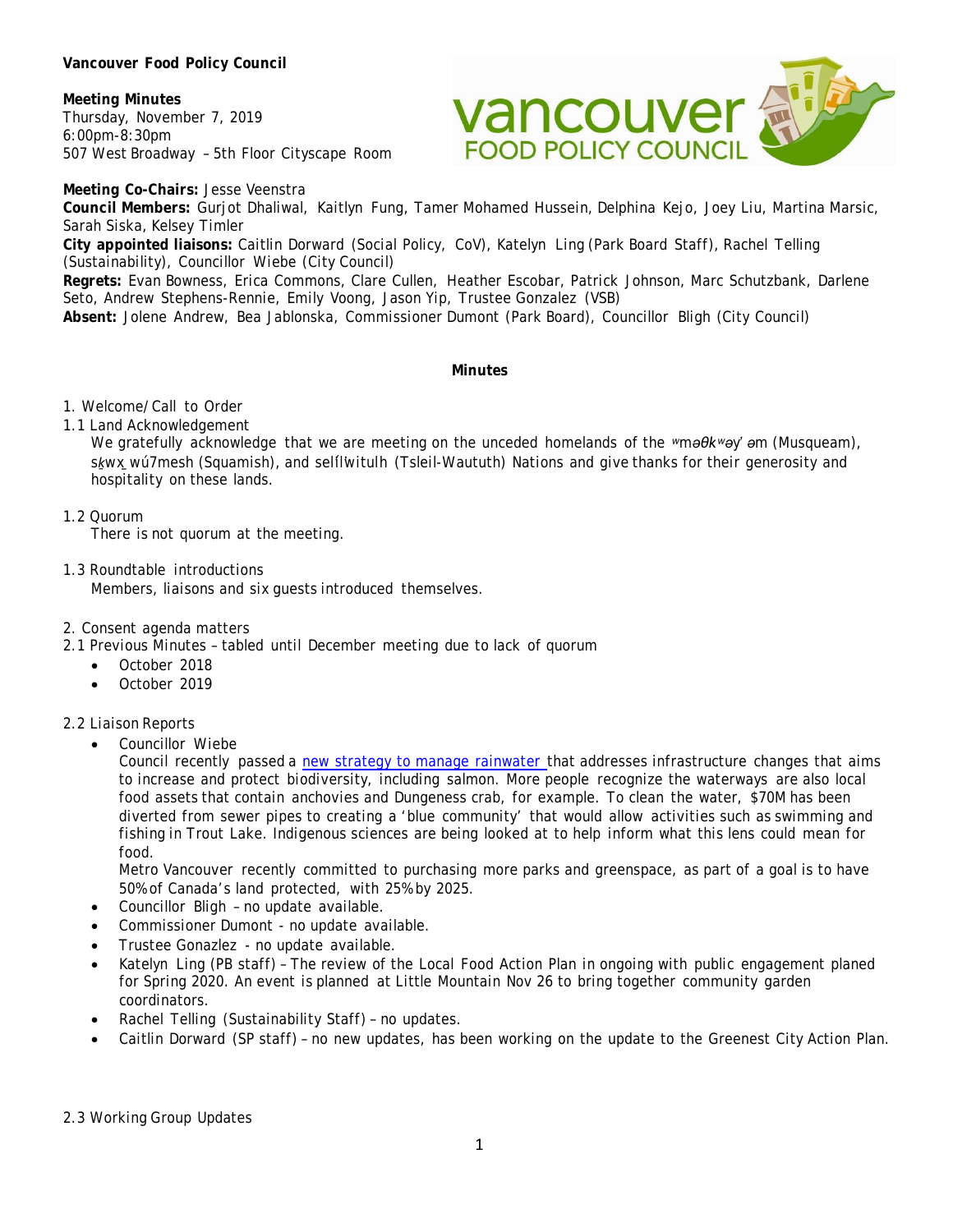**Vancouver Food Policy Council**

**Meeting Minutes**
Thursday, November 7, 2019
6:00pm-8:30pm
507 West Broadway – 5th Floor Cityscape Room

**Meeting Co-Chairs:** Jesse Veenstra
**Council Members:** Gurjot Dhaliwal, Kaitlyn Fung, Tamer Mohamed Hussein, Delphina Kejo, Joey Liu, Martina Marsic, Sarah Siska, Kelsey Timler
**City appointed liaisons:** Caitlin Dorward (Social Policy, CoV), Katelyn Ling (Park Board Staff), Rachel Telling (Sustainability), Councillor Wiebe (City Council)
**Regrets:** Evan Bowness, Erica Commons, Clare Cullen, Heather Escobar, Patrick Johnson, Marc Schutzbank, Darlene Seto, Andrew Stephens-Rennie, Emily Voong, Jason Yip, Trustee Gonzalez (VSB)
**Absent:** Jolene Andrew, Bea Jablonska, Commissioner Dumont (Park Board), Councillor Bligh (City Council)

**Minutes**

1. Welcome/Call to Order

1.1 Land Acknowledgement
We gratefully acknowledge that we are meeting on the unceded homelands of the ʷməθkʷəy̓əm (Musqueam), sḵwx̱wú7mesh (Squamish), and selílwitulh (Tsleil-Waututh) Nations and give thanks for their generosity and hospitality on these lands.

1.2 Quorum
There is not quorum at the meeting.

1.3 Roundtable introductions
Members, liaisons and six guests introduced themselves.

2. Consent agenda matters

2.1 Previous Minutes – tabled until December meeting due to lack of quorum

- October 2018
- October 2019

2.2 Liaison Reports

- Councillor Wiebe
  Council recently passed a new strategy to manage rainwater that addresses infrastructure changes that aims to increase and protect biodiversity, including salmon. More people recognize the waterways are also local food assets that contain anchovies and Dungeness crab, for example. To clean the water, $70M has been diverted from sewer pipes to creating a 'blue community' that would allow activities such as swimming and fishing in Trout Lake. Indigenous sciences are being looked at to help inform what this lens could mean for food.
  Metro Vancouver recently committed to purchasing more parks and greenspace, as part of a goal is to have 50% of Canada's land protected, with 25% by 2025.
- Councillor Bligh – no update available.
- Commissioner Dumont - no update available.
- Trustee Gonazlez - no update available.
- Katelyn Ling (PB staff) – The review of the Local Food Action Plan in ongoing with public engagement planed for Spring 2020. An event is planned at Little Mountain Nov 26 to bring together community garden coordinators.
- Rachel Telling (Sustainability Staff) – no updates.
- Caitlin Dorward (SP staff) – no new updates, has been working on the update to the Greenest City Action Plan.

2.3 Working Group Updates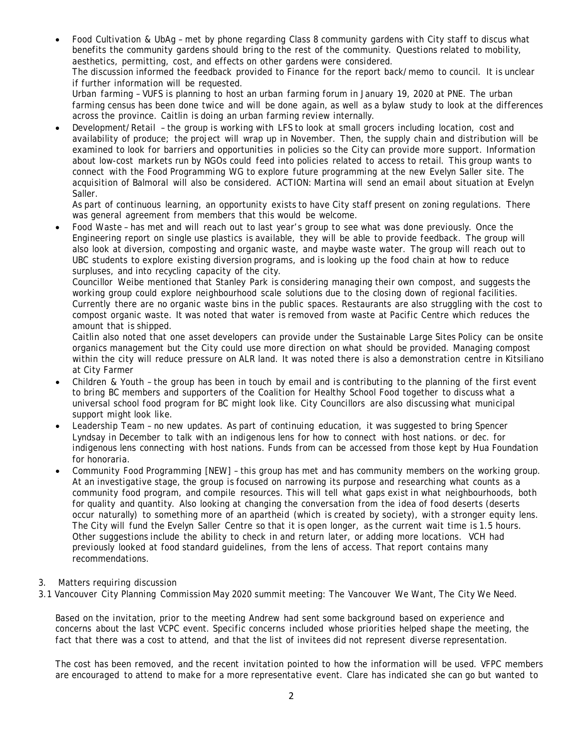- Food Cultivation & UbAg – met by phone regarding Class 8 community gardens with City staff to discus what benefits the community gardens should bring to the rest of the community. Questions related to mobility, aesthetics, permitting, cost, and effects on other gardens were considered.
  The discussion informed the feedback provided to Finance for the report back/memo to council. It is unclear if further information will be requested.
  Urban farming – VUFS is planning to host an urban farming forum in January 19, 2020 at PNE. The urban farming census has been done twice and will be done again, as well as a bylaw study to look at the differences across the province. Caitlin is doing an urban farming review internally.
- Development/Retail – the group is working with LFS to look at small grocers including location, cost and availability of produce; the project will wrap up in November. Then, the supply chain and distribution will be examined to look for barriers and opportunities in policies so the City can provide more support. Information about low-cost markets run by NGOs could feed into policies related to access to retail. This group wants to connect with the Food Programming WG to explore future programming at the new Evelyn Saller site. The acquisition of Balmoral will also be considered. ACTION: Martina will send an email about situation at Evelyn Saller.
  As part of continuous learning, an opportunity exists to have City staff present on zoning regulations. There was general agreement from members that this would be welcome.
- Food Waste – has met and will reach out to last year's group to see what was done previously. Once the Engineering report on single use plastics is available, they will be able to provide feedback. The group will also look at diversion, composting and organic waste, and maybe waste water. The group will reach out to UBC students to explore existing diversion programs, and is looking up the food chain at how to reduce surpluses, and into recycling capacity of the city.
  Councillor Weibe mentioned that Stanley Park is considering managing their own compost, and suggests the working group could explore neighbourhood scale solutions due to the closing down of regional facilities. Currently there are no organic waste bins in the public spaces. Restaurants are also struggling with the cost to compost organic waste. It was noted that water is removed from waste at Pacific Centre which reduces the amount that is shipped.
  Caitlin also noted that one asset developers can provide under the Sustainable Large Sites Policy can be onsite organics management but the City could use more direction on what should be provided. Managing compost within the city will reduce pressure on ALR land. It was noted there is also a demonstration centre in Kitsiliano at City Farmer
- Children & Youth – the group has been in touch by email and is contributing to the planning of the first event to bring BC members and supporters of the Coalition for Healthy School Food together to discuss what a universal school food program for BC might look like. City Councillors are also discussing what municipal support might look like.
- Leadership Team – no new updates. As part of continuing education, it was suggested to bring Spencer Lyndsay in December to talk with an indigenous lens for how to connect with host nations. or dec. for indigenous lens connecting with host nations. Funds from can be accessed from those kept by Hua Foundation for honoraria.
- Community Food Programming [NEW] – this group has met and has community members on the working group. At an investigative stage, the group is focused on narrowing its purpose and researching what counts as a community food program, and compile resources. This will tell what gaps exist in what neighbourhoods, both for quality and quantity. Also looking at changing the conversation from the idea of food deserts (deserts occur naturally) to something more of an apartheid (which is created by society), with a stronger equity lens. The City will fund the Evelyn Saller Centre so that it is open longer, as the current wait time is 1.5 hours. Other suggestions include the ability to check in and return later, or adding more locations. VCH had previously looked at food standard guidelines, from the lens of access. That report contains many recommendations.

3. Matters requiring discussion

3.1 Vancouver City Planning Commission May 2020 summit meeting: The Vancouver We Want, The City We Need.

Based on the invitation, prior to the meeting Andrew had sent some background based on experience and concerns about the last VCPC event. Specific concerns included whose priorities helped shape the meeting, the fact that there was a cost to attend, and that the list of invitees did not represent diverse representation.

The cost has been removed, and the recent invitation pointed to how the information will be used. VFPC members are encouraged to attend to make for a more representative event. Clare has indicated she can go but wanted to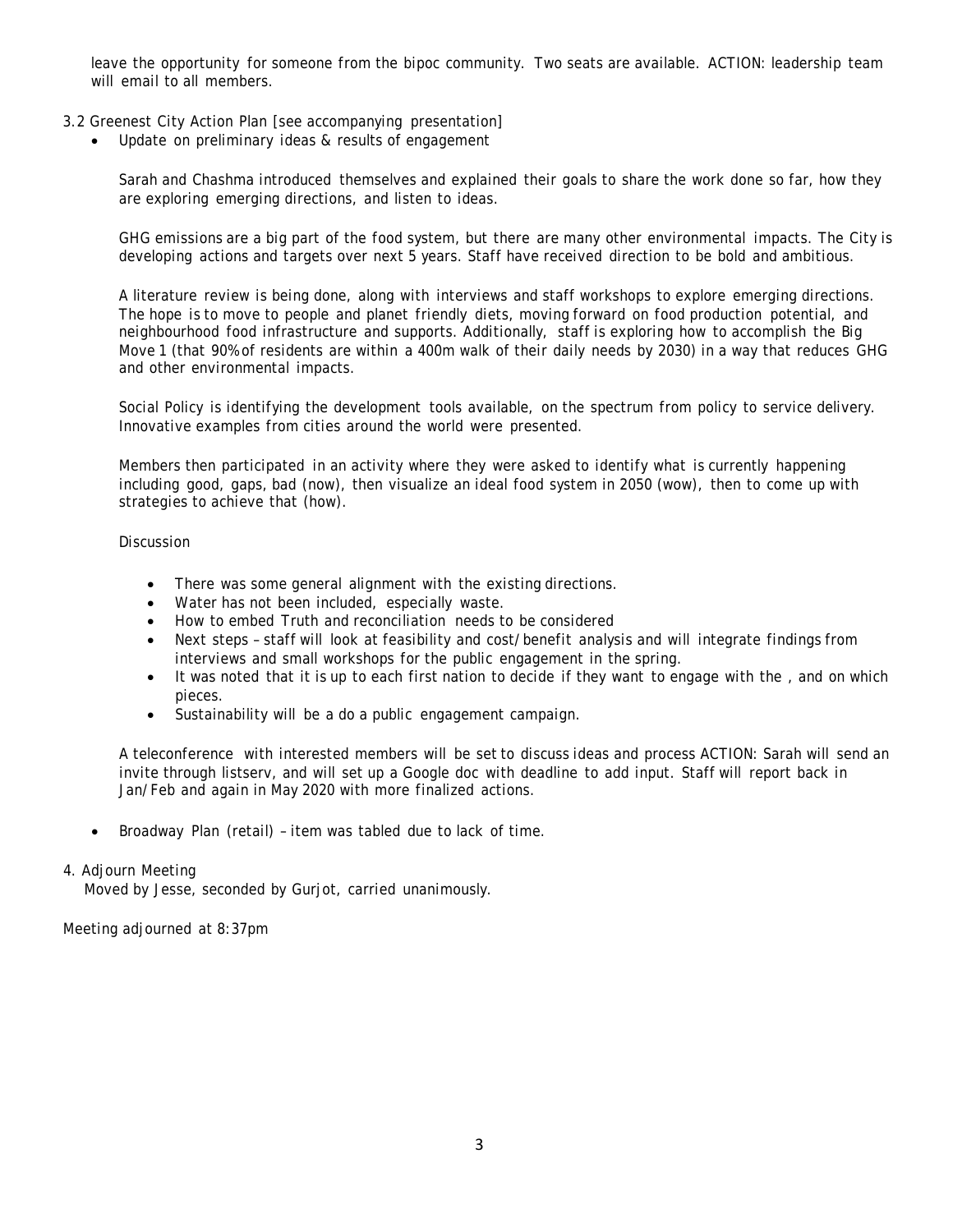leave the opportunity for someone from the bipoc community. Two seats are available. ACTION: leadership team will email to all members.

3.2 Greenest City Action Plan [see accompanying presentation]

- Update on preliminary ideas & results of engagement

  Sarah and Chashma introduced themselves and explained their goals to share the work done so far, how they are exploring emerging directions, and listen to ideas.

  GHG emissions are a big part of the food system, but there are many other environmental impacts. The City is developing actions and targets over next 5 years. Staff have received direction to be bold and ambitious.

  A literature review is being done, along with interviews and staff workshops to explore emerging directions. The hope is to move to people and planet friendly diets, moving forward on food production potential, and neighbourhood food infrastructure and supports. Additionally, staff is exploring how to accomplish the Big Move 1 (that 90% of residents are within a 400m walk of their daily needs by 2030) in a way that reduces GHG and other environmental impacts.

  Social Policy is identifying the development tools available, on the spectrum from policy to service delivery. Innovative examples from cities around the world were presented.

  Members then participated in an activity where they were asked to identify what is currently happening including good, gaps, bad (now), then visualize an ideal food system in 2050 (wow), then to come up with strategies to achieve that (how).

  Discussion

  - There was some general alignment with the existing directions.
  - Water has not been included, especially waste.
  - How to embed Truth and reconciliation needs to be considered
  - Next steps – staff will look at feasibility and cost/benefit analysis and will integrate findings from interviews and small workshops for the public engagement in the spring.
  - It was noted that it is up to each first nation to decide if they want to engage with the , and on which pieces.
  - Sustainability will be a do a public engagement campaign.

  A teleconference with interested members will be set to discuss ideas and process ACTION: Sarah will send an invite through listserv, and will set up a Google doc with deadline to add input. Staff will report back in Jan/Feb and again in May 2020 with more finalized actions.

- Broadway Plan (retail) – item was tabled due to lack of time.

4. Adjourn Meeting
   Moved by Jesse, seconded by Gurjot, carried unanimously.

Meeting adjourned at 8:37pm